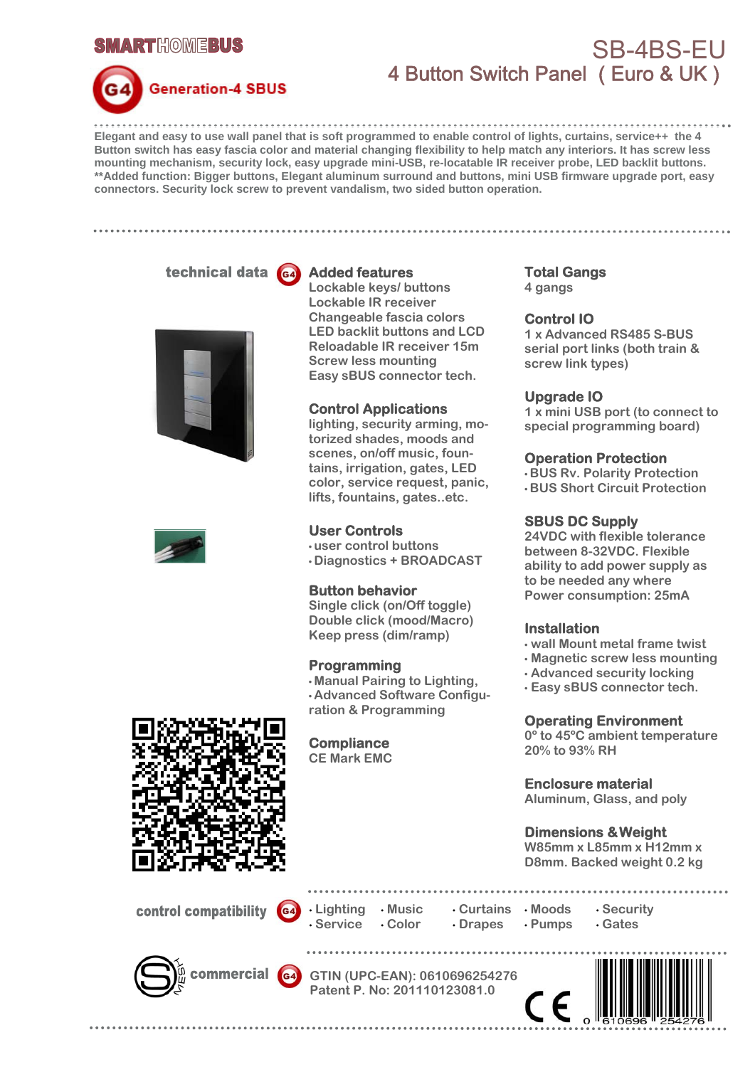SMARTHOMEBUS

G4 Generation-4 SBUS

# SB-4BS-EU

## 4 Button Switch Panel ( Euro & UK )

**Elegant and easy to use wall panel that is soft programmed to enable control of lights, curtains, service++ the 4 Button switch has easy fascia color and material changing flexibility to help match any interiors. It has screw less mounting mechanism, security lock, easy upgrade mini-USB, re-locatable IR receiver probe, LED backlit buttons. \*\*Added function: Bigger buttons, Elegant aluminum surround and buttons, mini USB firmware upgrade port, easy connectors. Security lock screw to prevent vandalism, two sided button operation.**

## technical data

### Added Features
Lockable keys/ buttons
Lockable IR receiver
Changeable fascia colors
LED backlit buttons and LCD
Reloadable IR receiver 15m
Screw less mounting
Easy sBUS connector tech.

### Control Applications
lighting, security arming, motorized shades, moods and scenes, on/off music, fountains, irrigation, gates, LED color, service request, panic, lifts, fountains, gates..etc.

### User Controls
- user control buttons
- Diagnostics + BROADCAST

### Button behavior
Single click (on/Off toggle)
Double click (mood/Macro)
Keep press (dim/ramp)

### Programming
- Manual Pairing to Lighting,
- Advanced Software Configuration & Programming

### Compliance
CE Mark EMC

### Total Gangs
4 gangs

### Control IO
1 x Advanced RS485 S-BUS serial port links (both train & screw link types)

### Upgrade IO
1 x mini USB port (to connect to special programming board)

### Operation Protection
- BUS Rv. Polarity Protection
- BUS Short Circuit Protection

### SBUS DC Supply
24VDC with flexible tolerance between 8-32VDC. Flexible ability to add power supply as to be needed any where
Power consumption: 25mA

### Installation
- wall Mount metal frame twist
- Magnetic screw less mounting
- Advanced security locking
- Easy sBUS connector tech.

### Operating Environment
0º to 45ºC ambient temperature
20% to 93% RH

### Enclosure material
Aluminum, Glass, and poly

### Dimensions & Weight
W85mm x L85mm x H12mm x D8mm. Backed weight 0.2 kg

## control compatibility

- Lighting
- Service
- Music
- Color
- Curtains
- Drapes
- Moods
- Pumps
- Security
- Gates

## commercial

GTIN (UPC-EAN): 0610696254276
Patent P. No: 201110123081.0

0 610696 254276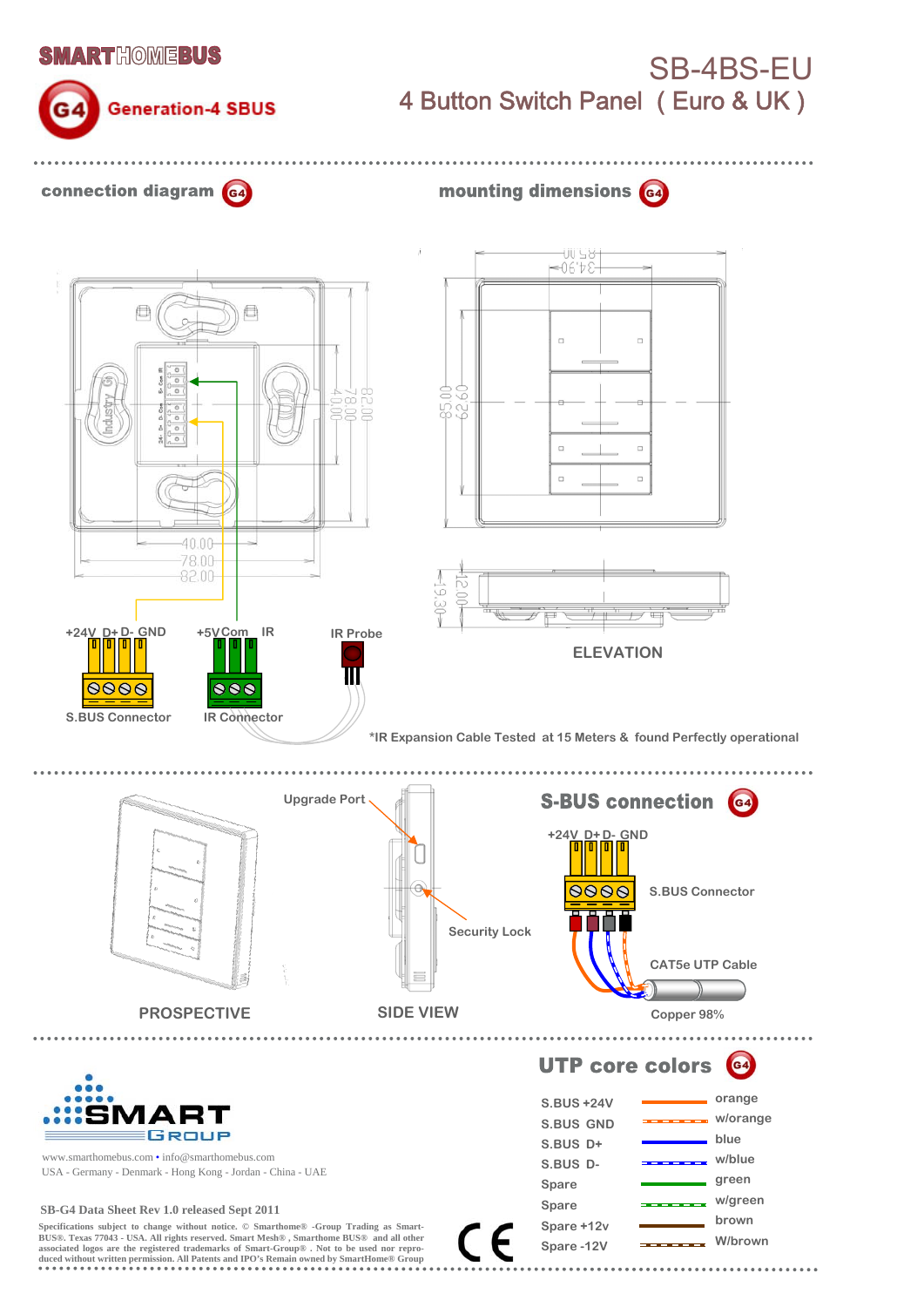SMARTHOMEBUS

G4 Generation-4 SBUS

# SB-4BS-EU

## 4 Button Switch Panel ( Euro & UK )

## connection diagram

+24V D+ D- GND

S.BUS Connector

+5V Com IR

IR Connector

IR Probe

## mounting dimensions

40.00
78.00
82.00

85.00
34.90
85.00
62.60

12.00
19.30

ELEVATION

*IR Expansion Cable Tested at 15 Meters & found Perfectly operational

PROSPECTIVE

Upgrade Port

Security Lock

SIDE VIEW

## S-BUS connection

+24V D+ D- GND

S.BUS Connector

CAT5e UTP Cable

Copper 98%

## UTP core colors

| | |
|---|---|
| S.BUS +24V | orange |
| S.BUS GND | w/orange |
| S.BUS D+ | blue |
| S.BUS D- | w/blue |
| Spare | green |
| Spare | w/green |
| Spare +12v | brown |
| Spare -12V | W/brown |

SMART GROUP

www.smarthomebus.com • info@smarthomebus.com

USA - Germany - Denmark - Hong Kong - Jordan - China - UAE

SB-G4 Data Sheet Rev 1.0 released Sept 2011

Specifications subject to change without notice. © Smarthome® -Group Trading as Smart-BUS®. Texas 77043 - USA. All rights reserved. Smart Mesh® , Smarthome BUS® and all other associated logos are the registered trademarks of Smart-Group® . Not to be used nor reproduced without written permission. All Patents and IPO's Remain owned by SmartHome® Group

CE